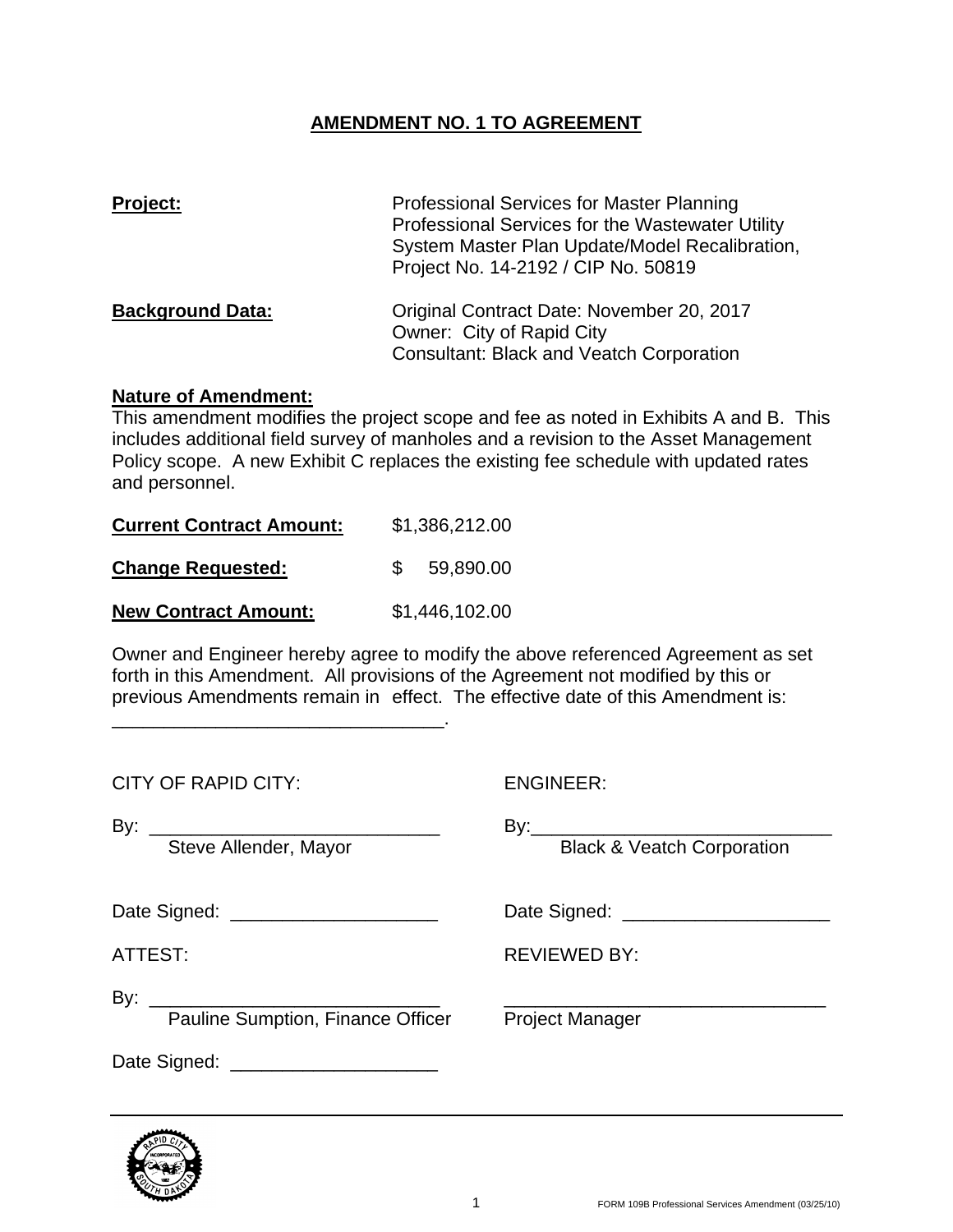# AMENDMENT NO. 1 TO AGREEMENT

**Project:** Professional Services for Master Planning Professional Services for the Wastewater Utility System Master Plan Update/Model Recalibration, Project No. 14-2192 / CIP No. 50819

**Background Data:** Original Contract Date: November 20, 2017
Owner: City of Rapid City
Consultant: Black and Veatch Corporation

**Nature of Amendment:**
This amendment modifies the project scope and fee as noted in Exhibits A and B. This includes additional field survey of manholes and a revision to the Asset Management Policy scope. A new Exhibit C replaces the existing fee schedule with updated rates and personnel.

**Current Contract Amount:** $1,386,212.00

**Change Requested:** $ 59,890.00

**New Contract Amount:** $1,446,102.00

Owner and Engineer hereby agree to modify the above referenced Agreement as set forth in this Amendment. All provisions of the Agreement not modified by this or previous Amendments remain in effect. The effective date of this Amendment is: ________________________________.

| CITY OF RAPID CITY: | ENGINEER: |
|---|---|
| By: ____________________________ | By: ____________________________ |
| Steve Allender, Mayor | Black & Veatch Corporation |
| Date Signed: ____________________ | Date Signed: ____________________ |
| ATTEST: | REVIEWED BY: |
| By: ____________________________ | ________________________________ |
| Pauline Sumption, Finance Officer | Project Manager |
| Date Signed: ____________________ | |

FORM 109B Professional Services Amendment (03/25/10)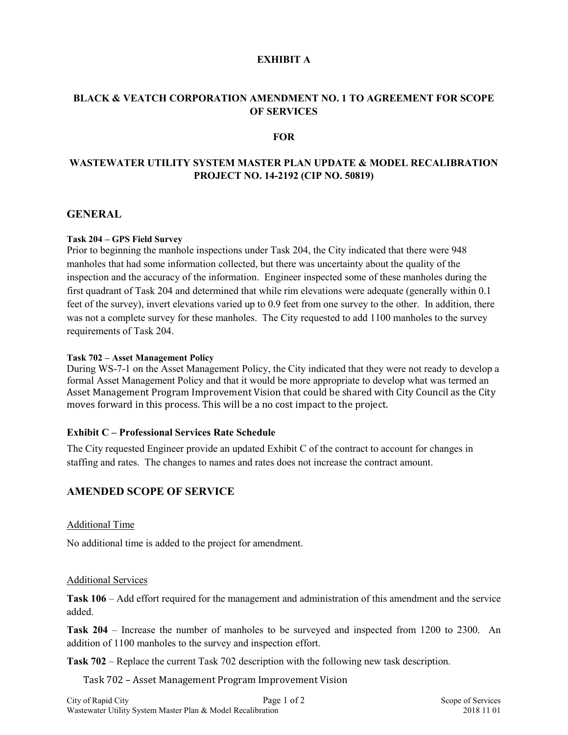**EXHIBIT A**

**BLACK & VEATCH CORPORATION AMENDMENT NO. 1 TO AGREEMENT FOR SCOPE OF SERVICES**

**FOR**

**WASTEWATER UTILITY SYSTEM MASTER PLAN UPDATE & MODEL RECALIBRATION PROJECT NO. 14-2192 (CIP NO. 50819)**

## GENERAL

#### Task 204 – GPS Field Survey

Prior to beginning the manhole inspections under Task 204, the City indicated that there were 948 manholes that had some information collected, but there was uncertainty about the quality of the inspection and the accuracy of the information. Engineer inspected some of these manholes during the first quadrant of Task 204 and determined that while rim elevations were adequate (generally within 0.1 feet of the survey), invert elevations varied up to 0.9 feet from one survey to the other. In addition, there was not a complete survey for these manholes. The City requested to add 1100 manholes to the survey requirements of Task 204.

#### Task 702 – Asset Management Policy

During WS-7-1 on the Asset Management Policy, the City indicated that they were not ready to develop a formal Asset Management Policy and that it would be more appropriate to develop what was termed an Asset Management Program Improvement Vision that could be shared with City Council as the City moves forward in this process. This will be a no cost impact to the project.

### Exhibit C – Professional Services Rate Schedule

The City requested Engineer provide an updated Exhibit C of the contract to account for changes in staffing and rates. The changes to names and rates does not increase the contract amount.

## AMENDED SCOPE OF SERVICE

Additional Time

No additional time is added to the project for amendment.

Additional Services

**Task 106** – Add effort required for the management and administration of this amendment and the service added.

**Task 204** – Increase the number of manholes to be surveyed and inspected from 1200 to 2300. An addition of 1100 manholes to the survey and inspection effort.

**Task 702** – Replace the current Task 702 description with the following new task description.

Task 702 – Asset Management Program Improvement Vision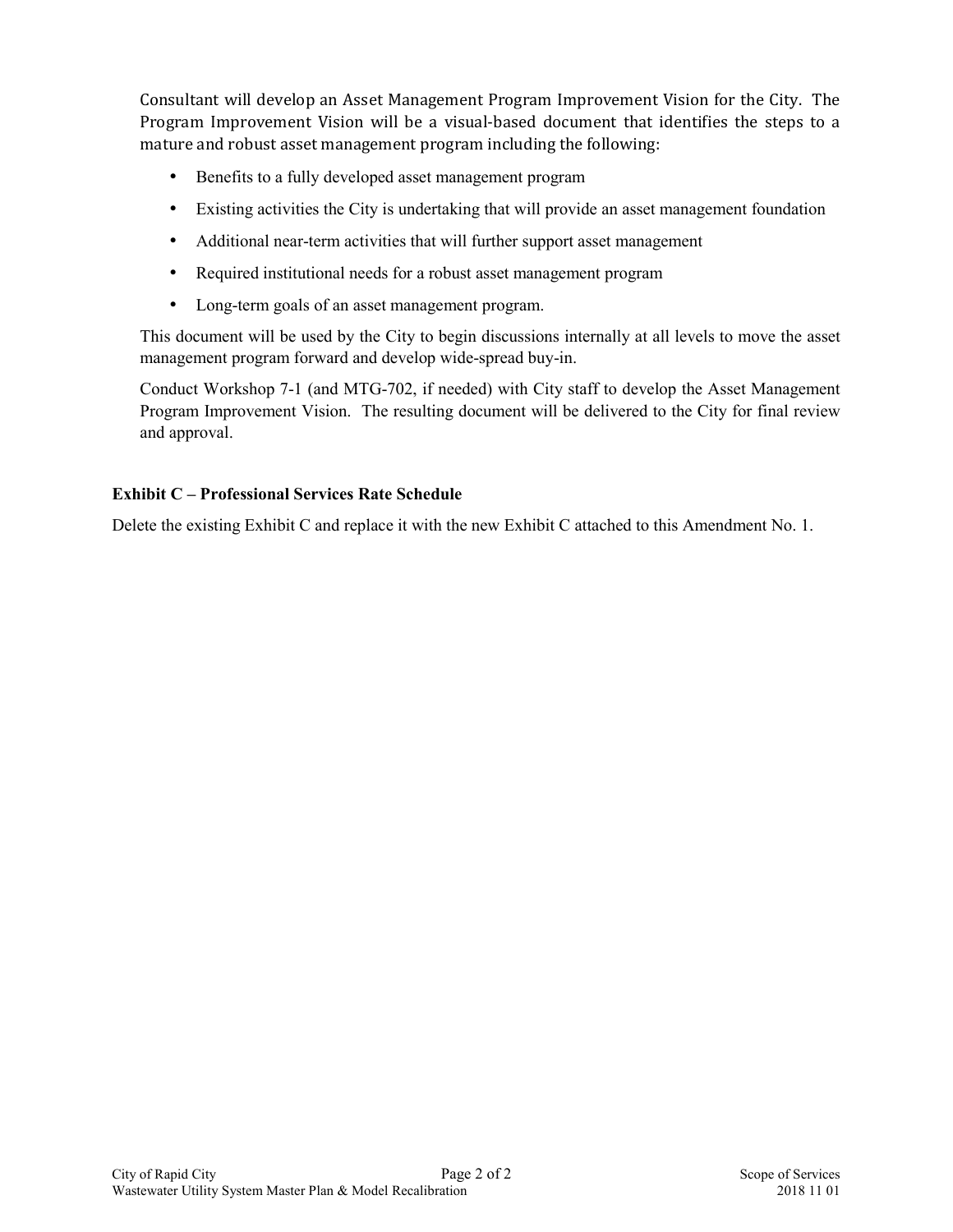Consultant will develop an Asset Management Program Improvement Vision for the City. The Program Improvement Vision will be a visual-based document that identifies the steps to a mature and robust asset management program including the following:

- Benefits to a fully developed asset management program
- Existing activities the City is undertaking that will provide an asset management foundation
- Additional near-term activities that will further support asset management
- Required institutional needs for a robust asset management program
- Long-term goals of an asset management program.

This document will be used by the City to begin discussions internally at all levels to move the asset management program forward and develop wide-spread buy-in.

Conduct Workshop 7-1 (and MTG-702, if needed) with City staff to develop the Asset Management Program Improvement Vision. The resulting document will be delivered to the City for final review and approval.

**Exhibit C – Professional Services Rate Schedule**

Delete the existing Exhibit C and replace it with the new Exhibit C attached to this Amendment No. 1.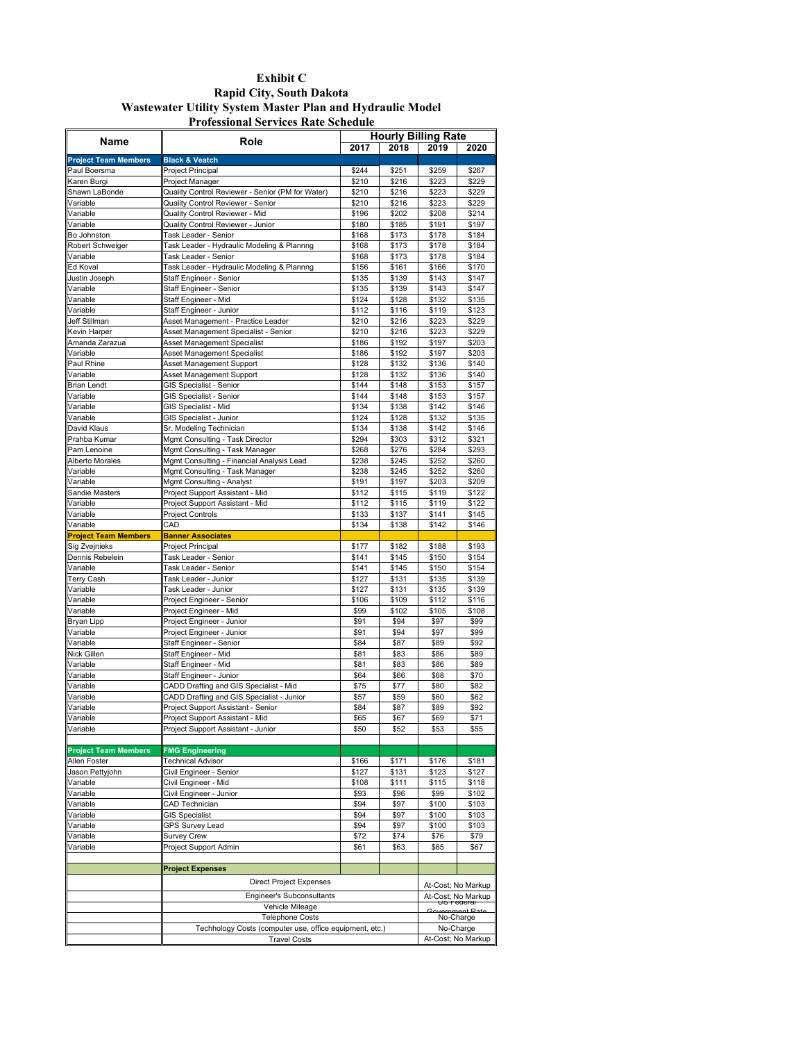# Exhibit C
## Rapid City, South Dakota
## Wastewater Utility System Master Plan and Hydraulic Model
## Professional Services Rate Schedule

| Name | Role | Hourly Billing Rate | | | |
|---|---|---|---|---|---|
| | | 2017 | 2018 | 2019 | 2020 |
| **Project Team Members** | **Black & Veatch** | | | | |
| Paul Boersma | Project Principal | $244 | $251 | $259 | $267 |
| Karen Burgi | Project Manager | $210 | $216 | $223 | $229 |
| Shawn LaBonde | Quality Control Reviewer - Senior (PM for Water) | $210 | $216 | $223 | $229 |
| Variable | Quality Control Reviewer - Senior | $210 | $216 | $223 | $229 |
| Variable | Quality Control Reviewer - Mid | $196 | $202 | $208 | $214 |
| Variable | Quality Control Reviewer - Junior | $180 | $185 | $191 | $197 |
| Bo Johnston | Task Leader - Senior | $168 | $173 | $178 | $184 |
| Robert Schweiger | Task Leader - Hydraulic Modeling & Plannng | $168 | $173 | $178 | $184 |
| Variable | Task Leader - Senior | $168 | $173 | $178 | $184 |
| Ed Koval | Task Leader - Hydraulic Modeling & Plannng | $156 | $161 | $166 | $170 |
| Justin Joseph | Staff Engineer - Senior | $135 | $139 | $143 | $147 |
| Variable | Staff Engineer - Senior | $135 | $139 | $143 | $147 |
| Variable | Staff Engineer - Mid | $124 | $128 | $132 | $135 |
| Variable | Staff Engineer - Junior | $112 | $116 | $119 | $123 |
| Jeff Stillman | Asset Management - Practice Leader | $210 | $216 | $223 | $229 |
| Kevin Harper | Asset Management Specialist - Senior | $210 | $216 | $223 | $229 |
| Amanda Zarazua | Asset Management Specialist | $186 | $192 | $197 | $203 |
| Variable | Asset Management Specialist | $186 | $192 | $197 | $203 |
| Paul Rhine | Asset Management Support | $128 | $132 | $136 | $140 |
| Variable | Asset Management Support | $128 | $132 | $136 | $140 |
| Brian Lendt | GIS Specialist - Senior | $144 | $148 | $153 | $157 |
| Variable | GIS Specialist - Senior | $144 | $148 | $153 | $157 |
| Variable | GIS Specialist - Mid | $134 | $138 | $142 | $146 |
| Variable | GIS Specialist - Junior | $124 | $128 | $132 | $135 |
| David Klaus | Sr. Modeling Technician | $134 | $138 | $142 | $146 |
| Prahba Kumar | Mgmt Consulting - Task Director | $294 | $303 | $312 | $321 |
| Pam Lenoine | Mgmt Consulting - Task Manager | $268 | $276 | $284 | $293 |
| Alberto Morales | Mgmt Consulting - Financial Analysis Lead | $238 | $245 | $252 | $260 |
| Variable | Mgmt Consulting - Task Manager | $238 | $245 | $252 | $260 |
| Variable | Mgmt Consulting - Analyst | $191 | $197 | $203 | $209 |
| Sandie Masters | Project Support Assistant - Mid | $112 | $115 | $119 | $122 |
| Variable | Project Support Assistant - Mid | $112 | $115 | $119 | $122 |
| Variable | Project Controls | $133 | $137 | $141 | $145 |
| Variable | CAD | $134 | $138 | $142 | $146 |
| **Project Team Members** | **Banner Associates** | | | | |
| Sig Zvejnieks | Project Principal | $177 | $182 | $188 | $193 |
| Dennis Rebelein | Task Leader - Senior | $141 | $145 | $150 | $154 |
| Variable | Task Leader - Senior | $141 | $145 | $150 | $154 |
| Terry Cash | Task Leader - Junior | $127 | $131 | $135 | $139 |
| Variable | Task Leader - Junior | $127 | $131 | $135 | $139 |
| Variable | Project Engineer - Senior | $106 | $109 | $112 | $116 |
| Variable | Project Engineer - Mid | $99 | $102 | $105 | $108 |
| Bryan Lipp | Project Engineer - Junior | $91 | $94 | $97 | $99 |
| Variable | Project Engineer - Junior | $91 | $94 | $97 | $99 |
| Variable | Staff Engineer - Senior | $84 | $87 | $89 | $92 |
| Nick Gillen | Staff Engineer - Mid | $81 | $83 | $86 | $89 |
| Variable | Staff Engineer - Mid | $81 | $83 | $86 | $89 |
| Variable | Staff Engineer - Junior | $64 | $66 | $68 | $70 |
| Variable | CADD Drafting and GIS Specialist - Mid | $75 | $77 | $80 | $82 |
| Variable | CADD Drafting and GIS Specialist - Junior | $57 | $59 | $60 | $62 |
| Variable | Project Support Assistant - Senior | $84 | $87 | $89 | $92 |
| Variable | Project Support Assistant - Mid | $65 | $67 | $69 | $71 |
| Variable | Project Support Assistant - Junior | $50 | $52 | $53 | $55 |
| **Project Team Members** | **FMG Engineering** | | | | |
| Allen Foster | Technical Advisor | $166 | $171 | $176 | $181 |
| Jason Pettyjohn | Civil Engineer - Senior | $127 | $131 | $123 | $127 |
| Variable | Civil Engineer - Mid | $108 | $111 | $115 | $118 |
| Variable | Civil Engineer - Junior | $93 | $96 | $99 | $102 |
| Variable | CAD Technician | $94 | $97 | $100 | $103 |
| Variable | GIS Specialist | $94 | $97 | $100 | $103 |
| Variable | GPS Survey Lead | $94 | $97 | $100 | $103 |
| Variable | Survey Crew | $72 | $74 | $76 | $79 |
| Variable | Project Support Admin | $61 | $63 | $65 | $67 |
| | **Project Expenses** | | | | |
| | Direct Project Expenses | | | At-Cost; No Markup | |
| | Engineer's Subconsultants | | | At-Cost; No Markup | |
| | Vehicle Mileage | | | US Federal Government Rate | |
| | Telephone Costs | | | No-Charge | |
| | Techhology Costs (computer use, office equipment, etc.) | | | No-Charge | |
| | Travel Costs | | | At-Cost; No Markup | |